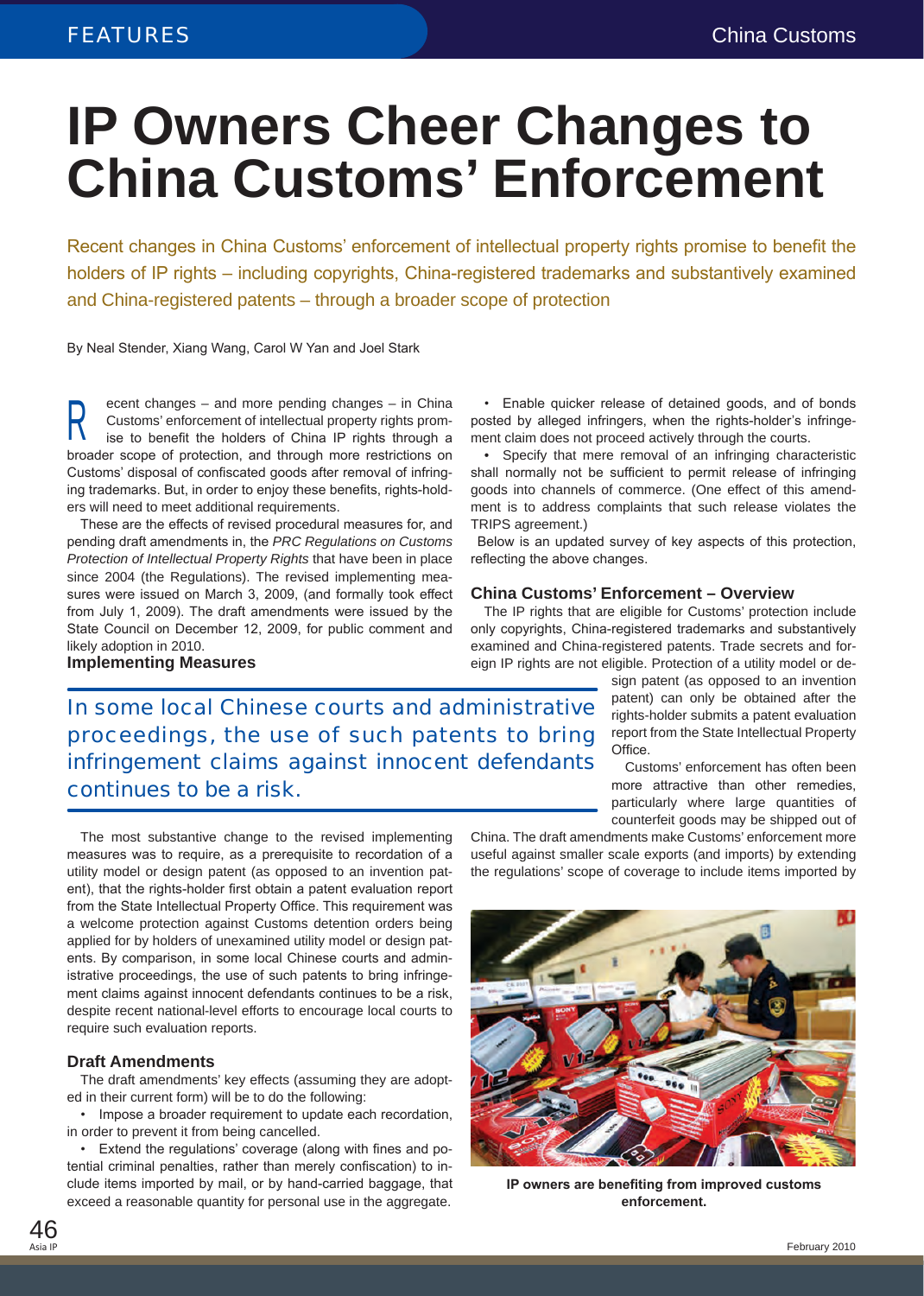# IP Owners Cheer Changes to China Customs' Enforcement

Recent changes in China Customs' enforcement of intellectual property rights promise to benefit the holders of IP rights – including copyrights, China-registered trademarks and substantively examined and China-registered patents – through a broader scope of protection

By Neal Stender, Xiang Wang, Carol W Yan and Joel Stark

Recent changes – and more pending changes – in China Customs' enforcement of intellectual property rights promise to benefit the holders of China IP rights through a broader scope of protection, and through more restrictions on Customs' disposal of confiscated goods after removal of infringing trademarks. But, in order to enjoy these benefits, rights-holders will need to meet additional requirements.

These are the effects of revised procedural measures for, and pending draft amendments in, the *PRC Regulations on Customs Protection of Intellectual Property Rights* that have been in place since 2004 (the Regulations). The revised implementing measures were issued on March 3, 2009, (and formally took effect from July 1, 2009). The draft amendments were issued by the State Council on December 12, 2009, for public comment and likely adoption in 2010.

## Implementing Measures

> In some local Chinese courts and administrative proceedings, the use of such patents to bring infringement claims against innocent defendants continues to be a risk.

The most substantive change to the revised implementing measures was to require, as a prerequisite to recordation of a utility model or design patent (as opposed to an invention patent), that the rights-holder first obtain a patent evaluation report from the State Intellectual Property Office. This requirement was a welcome protection against Customs detention orders being applied for by holders of unexamined utility model or design patents. By comparison, in some local Chinese courts and administrative proceedings, the use of such patents to bring infringement claims against innocent defendants continues to be a risk, despite recent national-level efforts to encourage local courts to require such evaluation reports.

## Draft Amendments

The draft amendments' key effects (assuming they are adopted in their current form) will be to do the following:

- Impose a broader requirement to update each recordation, in order to prevent it from being cancelled.
- Extend the regulations' coverage (along with fines and potential criminal penalties, rather than merely confiscation) to include items imported by mail, or by hand-carried baggage, that exceed a reasonable quantity for personal use in the aggregate.
- Enable quicker release of detained goods, and of bonds posted by alleged infringers, when the rights-holder's infringement claim does not proceed actively through the courts.
- Specify that mere removal of an infringing characteristic shall normally not be sufficient to permit release of infringing goods into channels of commerce. (One effect of this amendment is to address complaints that such release violates the TRIPS agreement.)

Below is an updated survey of key aspects of this protection, reflecting the above changes.

## China Customs' Enforcement – Overview

The IP rights that are eligible for Customs' protection include only copyrights, China-registered trademarks and substantively examined and China-registered patents. Trade secrets and foreign IP rights are not eligible. Protection of a utility model or design patent (as opposed to an invention patent) can only be obtained after the rights-holder submits a patent evaluation report from the State Intellectual Property Office.

Customs' enforcement has often been more attractive than other remedies, particularly where large quantities of counterfeit goods may be shipped out of China. The draft amendments make Customs' enforcement more useful against smaller scale exports (and imports) by extending the regulations' scope of coverage to include items imported by

IP owners are benefiting from improved customs enforcement.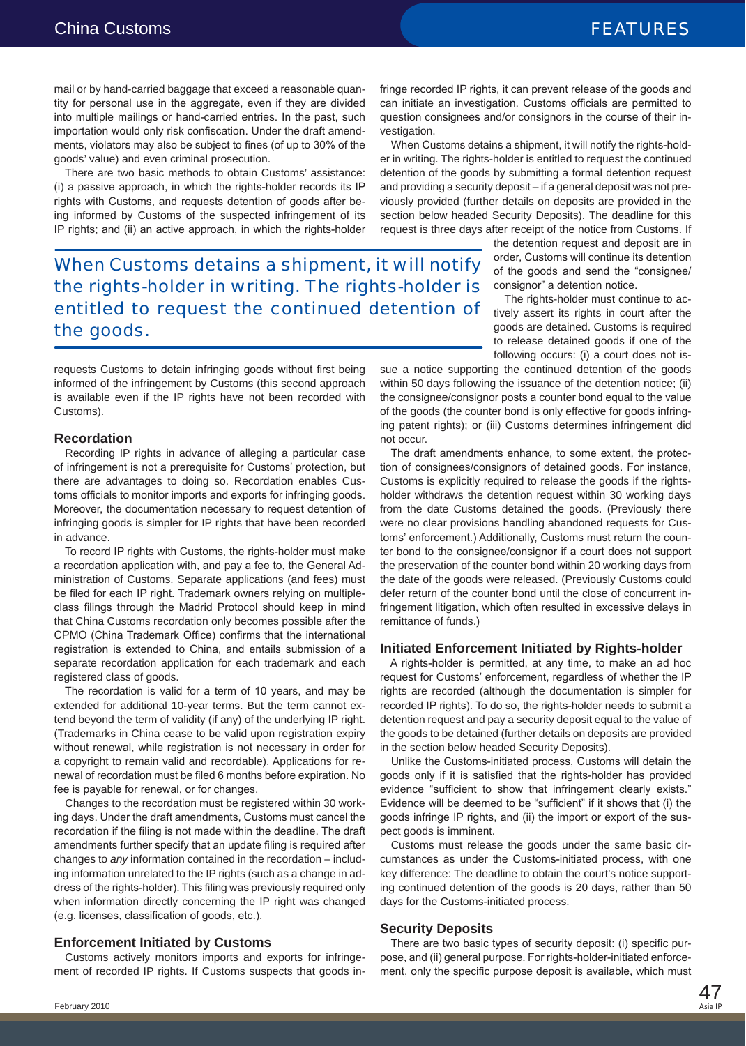mail or by hand-carried baggage that exceed a reasonable quantity for personal use in the aggregate, even if they are divided into multiple mailings or hand-carried entries. In the past, such importation would only risk confiscation. Under the draft amendments, violators may also be subject to fines (of up to 30% of the goods' value) and even criminal prosecution.

There are two basic methods to obtain Customs' assistance: (i) a passive approach, in which the rights-holder records its IP rights with Customs, and requests detention of goods after being informed by Customs of the suspected infringement of its IP rights; and (ii) an active approach, in which the rights-holder requests Customs to detain infringing goods without first being informed of the infringement by Customs (this second approach is available even if the IP rights have not been recorded with Customs).

> When Customs detains a shipment, it will notify the rights-holder in writing. The rights-holder is entitled to request the continued detention of the goods.

## Recordation

Recording IP rights in advance of alleging a particular case of infringement is not a prerequisite for Customs' protection, but there are advantages to doing so. Recordation enables Customs officials to monitor imports and exports for infringing goods. Moreover, the documentation necessary to request detention of infringing goods is simpler for IP rights that have been recorded in advance.

To record IP rights with Customs, the rights-holder must make a recordation application with, and pay a fee to, the General Administration of Customs. Separate applications (and fees) must be filed for each IP right. Trademark owners relying on multiple-class filings through the Madrid Protocol should keep in mind that China Customs recordation only becomes possible after the CPMO (China Trademark Office) confirms that the international registration is extended to China, and entails submission of a separate recordation application for each trademark and each registered class of goods.

The recordation is valid for a term of 10 years, and may be extended for additional 10-year terms. But the term cannot extend beyond the term of validity (if any) of the underlying IP right. (Trademarks in China cease to be valid upon registration expiry without renewal, while registration is not necessary in order for a copyright to remain valid and recordable). Applications for renewal of recordation must be filed 6 months before expiration. No fee is payable for renewal, or for changes.

Changes to the recordation must be registered within 30 working days. Under the draft amendments, Customs must cancel the recordation if the filing is not made within the deadline. The draft amendments further specify that an update filing is required after changes to *any* information contained in the recordation – including information unrelated to the IP rights (such as a change in address of the rights-holder). This filing was previously required only when information directly concerning the IP right was changed (e.g. licenses, classification of goods, etc.).

## Enforcement Initiated by Customs

Customs actively monitors imports and exports for infringement of recorded IP rights. If Customs suspects that goods infringe recorded IP rights, it can prevent release of the goods and can initiate an investigation. Customs officials are permitted to question consignees and/or consignors in the course of their investigation.

When Customs detains a shipment, it will notify the rights-holder in writing. The rights-holder is entitled to request the continued detention of the goods by submitting a formal detention request and providing a security deposit – if a general deposit was not previously provided (further details on deposits are provided in the section below headed Security Deposits). The deadline for this request is three days after receipt of the notice from Customs. If the detention request and deposit are in order, Customs will continue its detention of the goods and send the "consignee/consignor" a detention notice.

The rights-holder must continue to actively assert its rights in court after the goods are detained. Customs is required to release detained goods if one of the following occurs: (i) a court does not issue a notice supporting the continued detention of the goods within 50 days following the issuance of the detention notice; (ii) the consignee/consignor posts a counter bond equal to the value of the goods (the counter bond is only effective for goods infringing patent rights); or (iii) Customs determines infringement did not occur.

The draft amendments enhance, to some extent, the protection of consignees/consignors of detained goods. For instance, Customs is explicitly required to release the goods if the rights-holder withdraws the detention request within 30 working days from the date Customs detained the goods. (Previously there were no clear provisions handling abandoned requests for Customs' enforcement.) Additionally, Customs must return the counter bond to the consignee/consignor if a court does not support the preservation of the counter bond within 20 working days from the date of the goods were released. (Previously Customs could defer return of the counter bond until the close of concurrent infringement litigation, which often resulted in excessive delays in remittance of funds.)

## Initiated Enforcement Initiated by Rights-holder

A rights-holder is permitted, at any time, to make an ad hoc request for Customs' enforcement, regardless of whether the IP rights are recorded (although the documentation is simpler for recorded IP rights). To do so, the rights-holder needs to submit a detention request and pay a security deposit equal to the value of the goods to be detained (further details on deposits are provided in the section below headed Security Deposits).

Unlike the Customs-initiated process, Customs will detain the goods only if it is satisfied that the rights-holder has provided evidence "sufficient to show that infringement clearly exists." Evidence will be deemed to be "sufficient" if it shows that (i) the goods infringe IP rights, and (ii) the import or export of the suspect goods is imminent.

Customs must release the goods under the same basic circumstances as under the Customs-initiated process, with one key difference: The deadline to obtain the court's notice supporting continued detention of the goods is 20 days, rather than 50 days for the Customs-initiated process.

## Security Deposits

There are two basic types of security deposit: (i) specific purpose, and (ii) general purpose. For rights-holder-initiated enforcement, only the specific purpose deposit is available, which must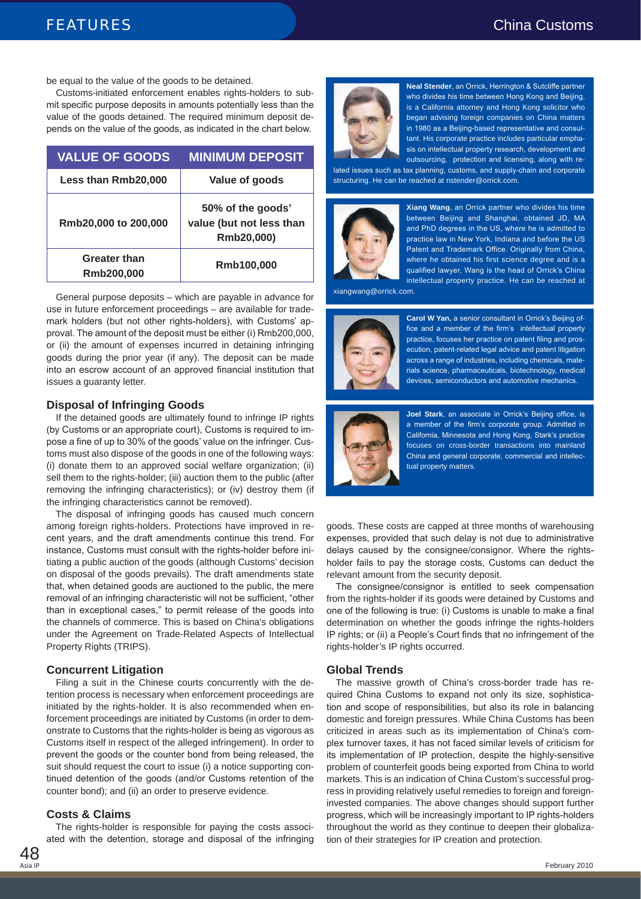be equal to the value of the goods to be detained.

Customs-initiated enforcement enables rights-holders to submit specific purpose deposits in amounts potentially less than the value of the goods detained. The required minimum deposit depends on the value of the goods, as indicated in the chart below.

| VALUE OF GOODS | MINIMUM DEPOSIT |
|---|---|
| Less than Rmb20,000 | Value of goods |
| Rmb20,000 to 200,000 | 50% of the goods' value (but not less than Rmb20,000) |
| Greater than Rmb200,000 | Rmb100,000 |

General purpose deposits – which are payable in advance for use in future enforcement proceedings – are available for trademark holders (but not other rights-holders), with Customs' approval. The amount of the deposit must be either (i) Rmb200,000, or (ii) the amount of expenses incurred in detaining infringing goods during the prior year (if any). The deposit can be made into an escrow account of an approved financial institution that issues a guaranty letter.

### Disposal of Infringing Goods

If the detained goods are ultimately found to infringe IP rights (by Customs or an appropriate court), Customs is required to impose a fine of up to 30% of the goods' value on the infringer. Customs must also dispose of the goods in one of the following ways: (i) donate them to an approved social welfare organization; (ii) sell them to the rights-holder; (iii) auction them to the public (after removing the infringing characteristics); or (iv) destroy them (if the infringing characteristics cannot be removed).

The disposal of infringing goods has caused much concern among foreign rights-holders. Protections have improved in recent years, and the draft amendments continue this trend. For instance, Customs must consult with the rights-holder before initiating a public auction of the goods (although Customs' decision on disposal of the goods prevails). The draft amendments state that, when detained goods are auctioned to the public, the mere removal of an infringing characteristic will not be sufficient, "other than in exceptional cases," to permit release of the goods into the channels of commerce. This is based on China's obligations under the Agreement on Trade-Related Aspects of Intellectual Property Rights (TRIPS).

### Concurrent Litigation

Filing a suit in the Chinese courts concurrently with the detention process is necessary when enforcement proceedings are initiated by the rights-holder. It is also recommended when enforcement proceedings are initiated by Customs (in order to demonstrate to Customs that the rights-holder is being as vigorous as Customs itself in respect of the alleged infringement). In order to prevent the goods or the counter bond from being released, the suit should request the court to issue (i) a notice supporting continued detention of the goods (and/or Customs retention of the counter bond); and (ii) an order to preserve evidence.

### Costs & Claims

The rights-holder is responsible for paying the costs associated with the detention, storage and disposal of the infringing goods. These costs are capped at three months of warehousing expenses, provided that such delay is not due to administrative delays caused by the consignee/consignor. Where the rights-holder fails to pay the storage costs, Customs can deduct the relevant amount from the security deposit.

The consignee/consignor is entitled to seek compensation from the rights-holder if its goods were detained by Customs and one of the following is true: (i) Customs is unable to make a final determination on whether the goods infringe the rights-holders IP rights; or (ii) a People's Court finds that no infringement of the rights-holder's IP rights occurred.

### Global Trends

The massive growth of China's cross-border trade has required China Customs to expand not only its size, sophistication and scope of responsibilities, but also its role in balancing domestic and foreign pressures. While China Customs has been criticized in areas such as its implementation of China's complex turnover taxes, it has not faced similar levels of criticism for its implementation of IP protection, despite the highly-sensitive problem of counterfeit goods being exported from China to world markets. This is an indication of China Custom's successful progress in providing relatively useful remedies to foreign and foreign-invested companies. The above changes should support further progress, which will be increasingly important to IP rights-holders throughout the world as they continue to deepen their globalization of their strategies for IP creation and protection.

**Neal Stender**, an Orrick, Herrington & Sutcliffe partner who divides his time between Hong Kong and Beijing, is a California attorney and Hong Kong solicitor who began advising foreign companies on China matters in 1980 as a Beijing-based representative and consultant. His corporate practice includes particular emphasis on intellectual property research, development and outsourcing, protection and licensing, along with related issues such as tax planning, customs, and supply-chain and corporate structuring. He can be reached at nstender@orrick.com.

**Xiang Wang**, an Orrick partner who divides his time between Beijing and Shanghai, obtained JD, MA and PhD degrees in the US, where he is admitted to practice law in New York, Indiana and before the US Patent and Trademark Office. Originally from China, where he obtained his first science degree and is a qualified lawyer, Wang is the head of Orrick's China intellectual property practice. He can be reached at xiangwang@orrick.com.

**Carol W Yan,** a senior consultant in Orrick's Beijing office and a member of the firm's intellectual property practice, focuses her practice on patent filing and prosecution, patent-related legal advice and patent litigation across a range of industries, including chemicals, materials science, pharmaceuticals, biotechnology, medical devices, semiconductors and automotive mechanics.

**Joel Stark**, an associate in Orrick's Beijing office, is a member of the firm's corporate group. Admitted in California, Minnesota and Hong Kong, Stark's practice focuses on cross-border transactions into mainland China and general corporate, commercial and intellectual property matters.